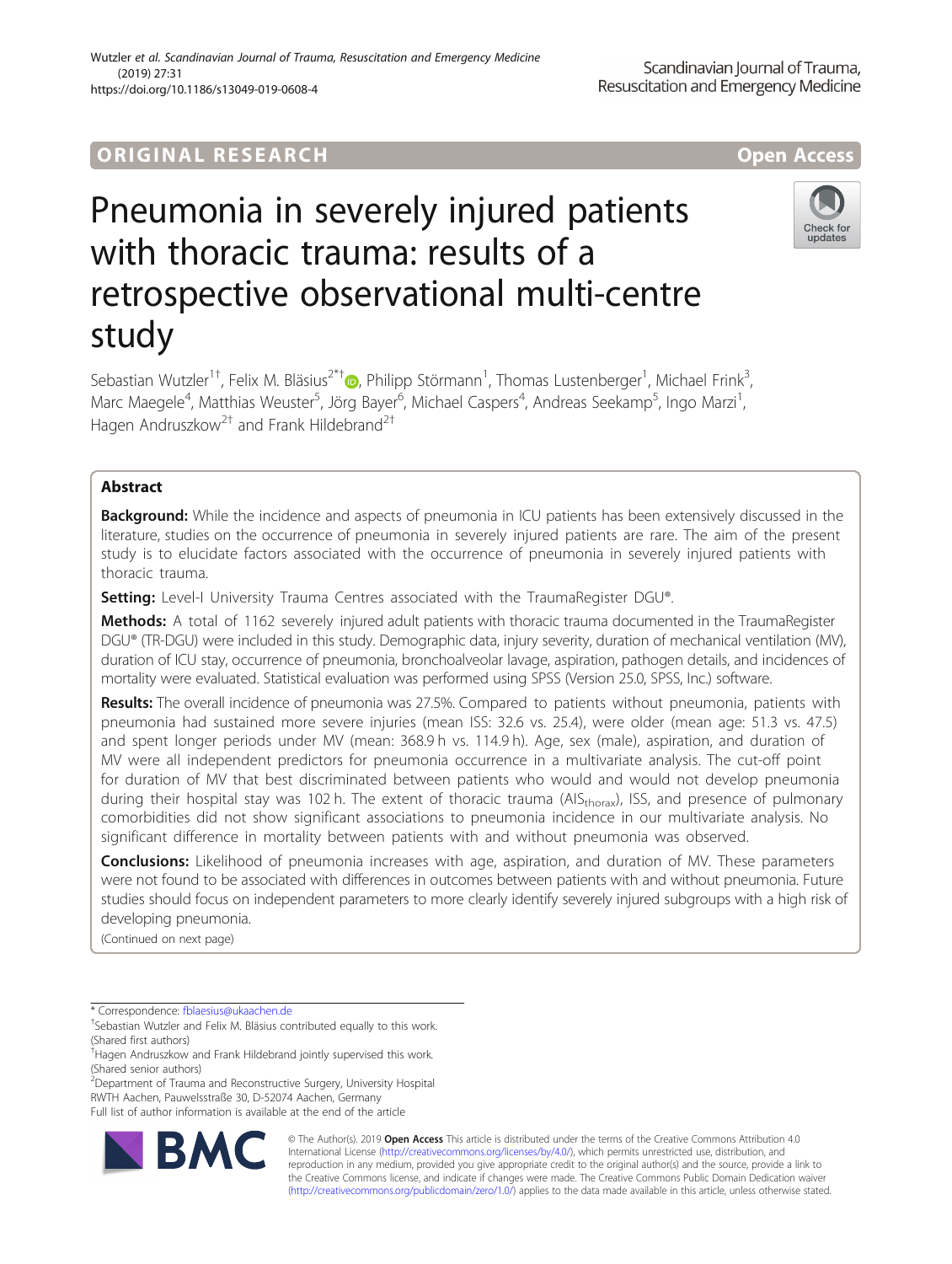ORIGINAL RESEARCH

Open Access

# Pneumonia in severely injured patients with thoracic trauma: results of a retrospective observational multi-centre study

Sebastian Wutzler[1†], Felix M. Bläsius[2*†], Philipp Störmann[1], Thomas Lustenberger[1], Michael Frink[3], Marc Maegele[4], Matthias Weuster[5], Jörg Bayer[6], Michael Caspers[4], Andreas Seekamp[5], Ingo Marzi[1], Hagen Andruszkow[2†] and Frank Hildebrand[2†]

## Abstract

**Background:** While the incidence and aspects of pneumonia in ICU patients has been extensively discussed in the literature, studies on the occurrence of pneumonia in severely injured patients are rare. The aim of the present study is to elucidate factors associated with the occurrence of pneumonia in severely injured patients with thoracic trauma.

**Setting:** Level-I University Trauma Centres associated with the TraumaRegister DGU®.

**Methods:** A total of 1162 severely injured adult patients with thoracic trauma documented in the TraumaRegister DGU® (TR-DGU) were included in this study. Demographic data, injury severity, duration of mechanical ventilation (MV), duration of ICU stay, occurrence of pneumonia, bronchoalveolar lavage, aspiration, pathogen details, and incidences of mortality were evaluated. Statistical evaluation was performed using SPSS (Version 25.0, SPSS, Inc.) software.

**Results:** The overall incidence of pneumonia was 27.5%. Compared to patients without pneumonia, patients with pneumonia had sustained more severe injuries (mean ISS: 32.6 vs. 25.4), were older (mean age: 51.3 vs. 47.5) and spent longer periods under MV (mean: 368.9 h vs. 114.9 h). Age, sex (male), aspiration, and duration of MV were all independent predictors for pneumonia occurrence in a multivariate analysis. The cut-off point for duration of MV that best discriminated between patients who would and would not develop pneumonia during their hospital stay was 102 h. The extent of thoracic trauma ($AIS_{thorax}$), ISS, and presence of pulmonary comorbidities did not show significant associations to pneumonia incidence in our multivariate analysis. No significant difference in mortality between patients with and without pneumonia was observed.

**Conclusions:** Likelihood of pneumonia increases with age, aspiration, and duration of MV. These parameters were not found to be associated with differences in outcomes between patients with and without pneumonia. Future studies should focus on independent parameters to more clearly identify severely injured subgroups with a high risk of developing pneumonia.

(Continued on next page)

\* Correspondence: fblaesius@ukaachen.de

†Sebastian Wutzler and Felix M. Bläsius contributed equally to this work. (Shared first authors)

†Hagen Andruszkow and Frank Hildebrand jointly supervised this work. (Shared senior authors)

[2]Department of Trauma and Reconstructive Surgery, University Hospital RWTH Aachen, Pauwelsstraße 30, D-52074 Aachen, Germany

Full list of author information is available at the end of the article

© The Author(s). 2019 **Open Access** This article is distributed under the terms of the Creative Commons Attribution 4.0 International License (http://creativecommons.org/licenses/by/4.0/), which permits unrestricted use, distribution, and reproduction in any medium, provided you give appropriate credit to the original author(s) and the source, provide a link to the Creative Commons license, and indicate if changes were made. The Creative Commons Public Domain Dedication waiver (http://creativecommons.org/publicdomain/zero/1.0/) applies to the data made available in this article, unless otherwise stated.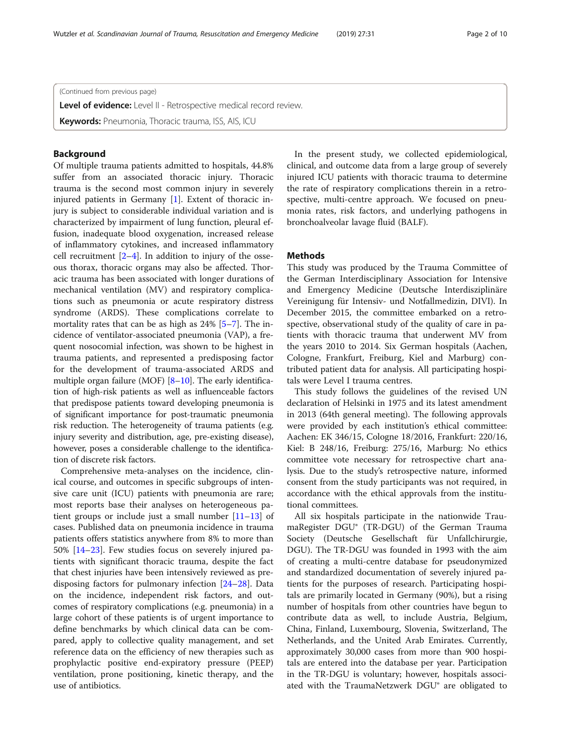(Continued from previous page)

**Level of evidence:** Level II - Retrospective medical record review.

**Keywords:** Pneumonia, Thoracic trauma, ISS, AIS, ICU

## Background

Of multiple trauma patients admitted to hospitals, 44.8% suffer from an associated thoracic injury. Thoracic trauma is the second most common injury in severely injured patients in Germany [1]. Extent of thoracic injury is subject to considerable individual variation and is characterized by impairment of lung function, pleural effusion, inadequate blood oxygenation, increased release of inflammatory cytokines, and increased inflammatory cell recruitment [2–4]. In addition to injury of the osseous thorax, thoracic organs may also be affected. Thoracic trauma has been associated with longer durations of mechanical ventilation (MV) and respiratory complications such as pneumonia or acute respiratory distress syndrome (ARDS). These complications correlate to mortality rates that can be as high as 24% [5–7]. The incidence of ventilator-associated pneumonia (VAP), a frequent nosocomial infection, was shown to be highest in trauma patients, and represented a predisposing factor for the development of trauma-associated ARDS and multiple organ failure (MOF) [8–10]. The early identification of high-risk patients as well as influenceable factors that predispose patients toward developing pneumonia is of significant importance for post-traumatic pneumonia risk reduction. The heterogeneity of trauma patients (e.g. injury severity and distribution, age, pre-existing disease), however, poses a considerable challenge to the identification of discrete risk factors.

Comprehensive meta-analyses on the incidence, clinical course, and outcomes in specific subgroups of intensive care unit (ICU) patients with pneumonia are rare; most reports base their analyses on heterogeneous patient groups or include just a small number [11–13] of cases. Published data on pneumonia incidence in trauma patients offers statistics anywhere from 8% to more than 50% [14–23]. Few studies focus on severely injured patients with significant thoracic trauma, despite the fact that chest injuries have been intensively reviewed as predisposing factors for pulmonary infection [24–28]. Data on the incidence, independent risk factors, and outcomes of respiratory complications (e.g. pneumonia) in a large cohort of these patients is of urgent importance to define benchmarks by which clinical data can be compared, apply to collective quality management, and set reference data on the efficiency of new therapies such as prophylactic positive end-expiratory pressure (PEEP) ventilation, prone positioning, kinetic therapy, and the use of antibiotics.

In the present study, we collected epidemiological, clinical, and outcome data from a large group of severely injured ICU patients with thoracic trauma to determine the rate of respiratory complications therein in a retrospective, multi-centre approach. We focused on pneumonia rates, risk factors, and underlying pathogens in bronchoalveolar lavage fluid (BALF).

## Methods

This study was produced by the Trauma Committee of the German Interdisciplinary Association for Intensive and Emergency Medicine (Deutsche Interdisziplinäre Vereinigung für Intensiv- und Notfallmedizin, DIVI). In December 2015, the committee embarked on a retrospective, observational study of the quality of care in patients with thoracic trauma that underwent MV from the years 2010 to 2014. Six German hospitals (Aachen, Cologne, Frankfurt, Freiburg, Kiel and Marburg) contributed patient data for analysis. All participating hospitals were Level I trauma centres.

This study follows the guidelines of the revised UN declaration of Helsinki in 1975 and its latest amendment in 2013 (64th general meeting). The following approvals were provided by each institution's ethical committee: Aachen: EK 346/15, Cologne 18/2016, Frankfurt: 220/16, Kiel: B 248/16, Freiburg: 275/16, Marburg: No ethics committee vote necessary for retrospective chart analysis. Due to the study's retrospective nature, informed consent from the study participants was not required, in accordance with the ethical approvals from the institutional committees.

All six hospitals participate in the nationwide TraumaRegister DGU® (TR-DGU) of the German Trauma Society (Deutsche Gesellschaft für Unfallchirurgie, DGU). The TR-DGU was founded in 1993 with the aim of creating a multi-centre database for pseudonymized and standardized documentation of severely injured patients for the purposes of research. Participating hospitals are primarily located in Germany (90%), but a rising number of hospitals from other countries have begun to contribute data as well, to include Austria, Belgium, China, Finland, Luxembourg, Slovenia, Switzerland, The Netherlands, and the United Arab Emirates. Currently, approximately 30,000 cases from more than 900 hospitals are entered into the database per year. Participation in the TR-DGU is voluntary; however, hospitals associated with the TraumaNetzwerk DGU® are obligated to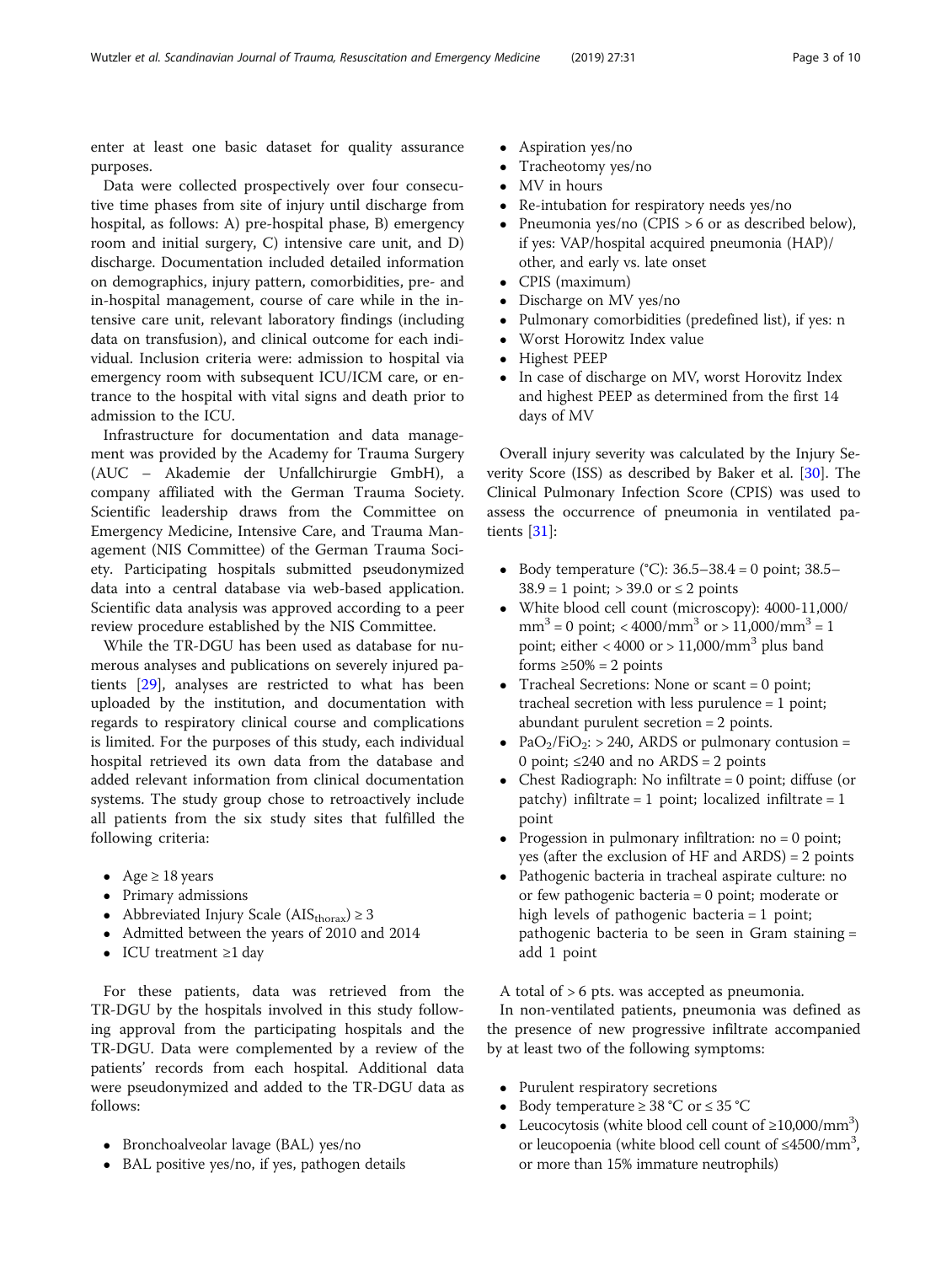enter at least one basic dataset for quality assurance purposes.

Data were collected prospectively over four consecutive time phases from site of injury until discharge from hospital, as follows: A) pre-hospital phase, B) emergency room and initial surgery, C) intensive care unit, and D) discharge. Documentation included detailed information on demographics, injury pattern, comorbidities, pre- and in-hospital management, course of care while in the intensive care unit, relevant laboratory findings (including data on transfusion), and clinical outcome for each individual. Inclusion criteria were: admission to hospital via emergency room with subsequent ICU/ICM care, or entrance to the hospital with vital signs and death prior to admission to the ICU.

Infrastructure for documentation and data management was provided by the Academy for Trauma Surgery (AUC – Akademie der Unfallchirurgie GmbH), a company affiliated with the German Trauma Society. Scientific leadership draws from the Committee on Emergency Medicine, Intensive Care, and Trauma Management (NIS Committee) of the German Trauma Society. Participating hospitals submitted pseudonymized data into a central database via web-based application. Scientific data analysis was approved according to a peer review procedure established by the NIS Committee.

While the TR-DGU has been used as database for numerous analyses and publications on severely injured patients [29], analyses are restricted to what has been uploaded by the institution, and documentation with regards to respiratory clinical course and complications is limited. For the purposes of this study, each individual hospital retrieved its own data from the database and added relevant information from clinical documentation systems. The study group chose to retroactively include all patients from the six study sites that fulfilled the following criteria:

- Age ≥ 18 years
- Primary admissions
- Abbreviated Injury Scale ($AIS_{thorax}$) ≥ 3
- Admitted between the years of 2010 and 2014
- ICU treatment ≥1 day

For these patients, data was retrieved from the TR-DGU by the hospitals involved in this study following approval from the participating hospitals and the TR-DGU. Data were complemented by a review of the patients' records from each hospital. Additional data were pseudonymized and added to the TR-DGU data as follows:

- Bronchoalveolar lavage (BAL) yes/no
- BAL positive yes/no, if yes, pathogen details
- Aspiration yes/no
- Tracheotomy yes/no
- MV in hours
- Re-intubation for respiratory needs yes/no
- Pneumonia yes/no (CPIS > 6 or as described below), if yes: VAP/hospital acquired pneumonia (HAP)/ other, and early vs. late onset
- CPIS (maximum)
- Discharge on MV yes/no
- Pulmonary comorbidities (predefined list), if yes: n
- Worst Horowitz Index value
- Highest PEEP
- In case of discharge on MV, worst Horovitz Index and highest PEEP as determined from the first 14 days of MV

Overall injury severity was calculated by the Injury Severity Score (ISS) as described by Baker et al. [30]. The Clinical Pulmonary Infection Score (CPIS) was used to assess the occurrence of pneumonia in ventilated patients [31]:

- Body temperature (°C): 36.5–38.4 = 0 point; 38.5–38.9 = 1 point; > 39.0 or ≤ 2 points
- White blood cell count (microscopy): 4000-11,000/$mm^3$ = 0 point; < 4000/$mm^3$ or > 11,000/$mm^3$ = 1 point; either < 4000 or > 11,000/$mm^3$ plus band forms ≥50% = 2 points
- Tracheal Secretions: None or scant = 0 point; tracheal secretion with less purulence = 1 point; abundant purulent secretion = 2 points.
- $PaO_2/FiO_2$: > 240, ARDS or pulmonary contusion = 0 point; ≤240 and no ARDS = 2 points
- Chest Radiograph: No infiltrate = 0 point; diffuse (or patchy) infiltrate = 1 point; localized infiltrate = 1 point
- Progession in pulmonary infiltration: no = 0 point; yes (after the exclusion of HF and ARDS) = 2 points
- Pathogenic bacteria in tracheal aspirate culture: no or few pathogenic bacteria = 0 point; moderate or high levels of pathogenic bacteria = 1 point; pathogenic bacteria to be seen in Gram staining = add 1 point

A total of > 6 pts. was accepted as pneumonia.

In non-ventilated patients, pneumonia was defined as the presence of new progressive infiltrate accompanied by at least two of the following symptoms:

- Purulent respiratory secretions
- Body temperature ≥ 38 °C or ≤ 35 °C
- Leucocytosis (white blood cell count of ≥10,000/$mm^3$) or leucopoenia (white blood cell count of ≤4500/$mm^3$, or more than 15% immature neutrophils)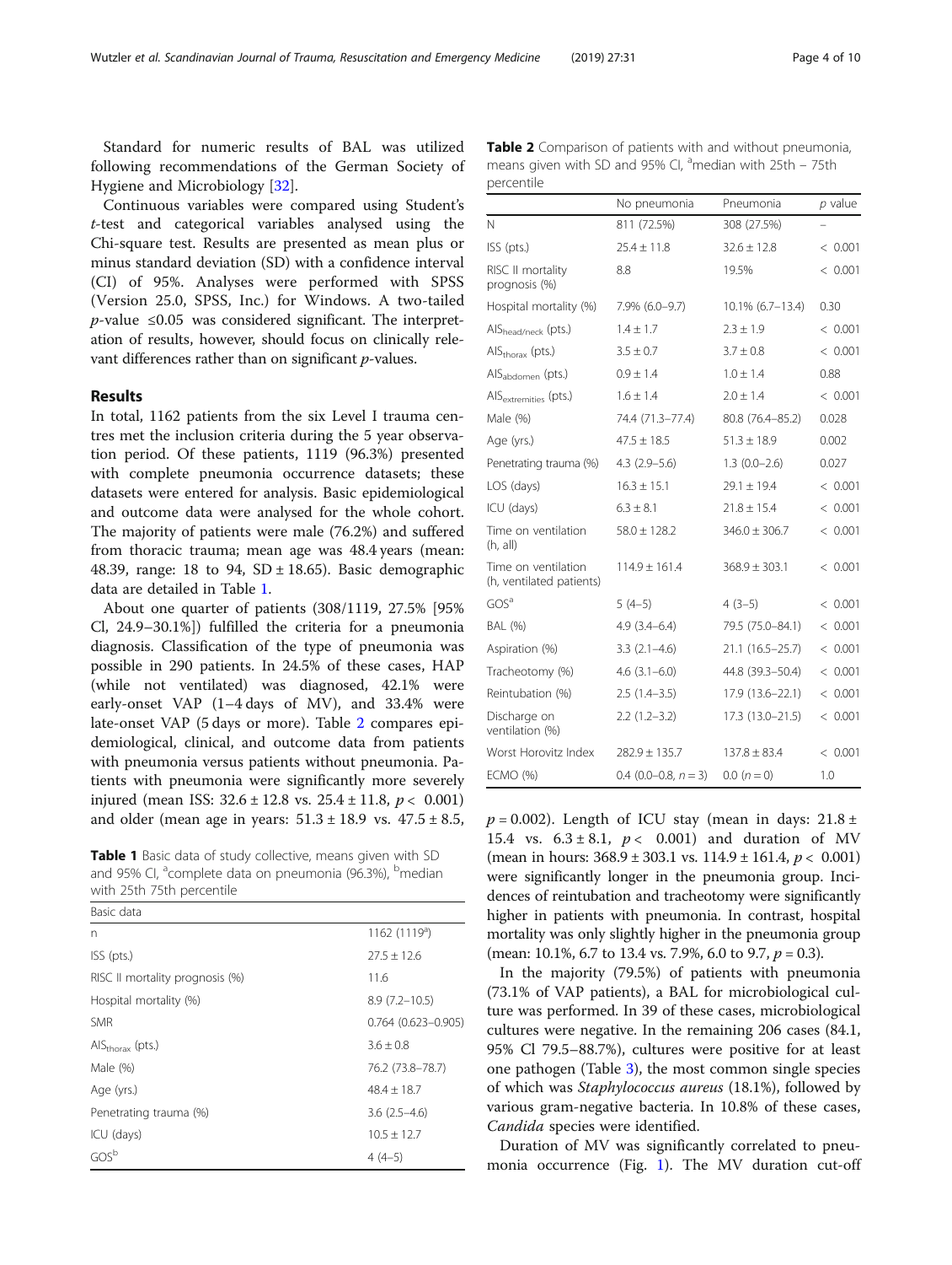Standard for numeric results of BAL was utilized following recommendations of the German Society of Hygiene and Microbiology [32].

Continuous variables were compared using Student's *t*-test and categorical variables analysed using the Chi-square test. Results are presented as mean plus or minus standard deviation (SD) with a confidence interval (CI) of 95%. Analyses were performed with SPSS (Version 25.0, SPSS, Inc.) for Windows. A two-tailed $p$-value $\leq 0.05$ was considered significant. The interpretation of results, however, should focus on clinically relevant differences rather than on significant $p$-values.

## Results

In total, 1162 patients from the six Level I trauma centres met the inclusion criteria during the 5 year observation period. Of these patients, 1119 (96.3%) presented with complete pneumonia occurrence datasets; these datasets were entered for analysis. Basic epidemiological and outcome data were analysed for the whole cohort. The majority of patients were male (76.2%) and suffered from thoracic trauma; mean age was 48.4 years (mean: 48.39, range: 18 to 94, SD ± 18.65). Basic demographic data are detailed in Table 1.

About one quarter of patients (308/1119, 27.5% [95% Cl, 24.9–30.1%]) fulfilled the criteria for a pneumonia diagnosis. Classification of the type of pneumonia was possible in 290 patients. In 24.5% of these cases, HAP (while not ventilated) was diagnosed, 42.1% were early-onset VAP (1–4 days of MV), and 33.4% were late-onset VAP (5 days or more). Table 2 compares epidemiological, clinical, and outcome data from patients with pneumonia versus patients without pneumonia. Patients with pneumonia were significantly more severely injured (mean ISS: 32.6 ± 12.8 vs. 25.4 ± 11.8, $p < 0.001$) and older (mean age in years: 51.3 ± 18.9 vs. 47.5 ± 8.5, $p = 0.002$). Length of ICU stay (mean in days: 21.8 ± 15.4 vs. 6.3 ± 8.1, $p < 0.001$) and duration of MV (mean in hours: 368.9 ± 303.1 vs. 114.9 ± 161.4, $p < 0.001$) were significantly longer in the pneumonia group. Incidences of reintubation and tracheotomy were significantly higher in patients with pneumonia. In contrast, hospital mortality was only slightly higher in the pneumonia group (mean: 10.1%, 6.7 to 13.4 vs. 7.9%, 6.0 to 9.7, $p = 0.3$).

**Table 1** Basic data of study collective, means given with SD and 95% CI, [a]complete data on pneumonia (96.3%), [b]median with 25th 75th percentile

| Basic data | |
|---|---|
| n | 1162 (1119[a]) |
| ISS (pts.) | 27.5 ± 12.6 |
| RISC II mortality prognosis (%) | 11.6 |
| Hospital mortality (%) | 8.9 (7.2–10.5) |
| SMR | 0.764 (0.623–0.905) |
| $AIS_{thorax}$ (pts.) | 3.6 ± 0.8 |
| Male (%) | 76.2 (73.8–78.7) |
| Age (yrs.) | 48.4 ± 18.7 |
| Penetrating trauma (%) | 3.6 (2.5–4.6) |
| ICU (days) | 10.5 ± 12.7 |
| GOS[b] | 4 (4–5) |

**Table 2** Comparison of patients with and without pneumonia, means given with SD and 95% CI, [a]median with 25th – 75th percentile

| | No pneumonia | Pneumonia | $p$ value |
|---|---|---|---|
| N | 811 (72.5%) | 308 (27.5%) | – |
| ISS (pts.) | 25.4 ± 11.8 | 32.6 ± 12.8 | < 0.001 |
| RISC II mortality prognosis (%) | 8.8 | 19.5% | < 0.001 |
| Hospital mortality (%) | 7.9% (6.0–9.7) | 10.1% (6.7–13.4) | 0.30 |
| $AIS_{head/neck}$ (pts.) | 1.4 ± 1.7 | 2.3 ± 1.9 | < 0.001 |
| $AIS_{thorax}$ (pts.) | 3.5 ± 0.7 | 3.7 ± 0.8 | < 0.001 |
| $AIS_{abdomen}$ (pts.) | 0.9 ± 1.4 | 1.0 ± 1.4 | 0.88 |
| $AIS_{extremities}$ (pts.) | 1.6 ± 1.4 | 2.0 ± 1.4 | < 0.001 |
| Male (%) | 74.4 (71.3–77.4) | 80.8 (76.4–85.2) | 0.028 |
| Age (yrs.) | 47.5 ± 18.5 | 51.3 ± 18.9 | 0.002 |
| Penetrating trauma (%) | 4.3 (2.9–5.6) | 1.3 (0.0–2.6) | 0.027 |
| LOS (days) | 16.3 ± 15.1 | 29.1 ± 19.4 | < 0.001 |
| ICU (days) | 6.3 ± 8.1 | 21.8 ± 15.4 | < 0.001 |
| Time on ventilation (h, all) | 58.0 ± 128.2 | 346.0 ± 306.7 | < 0.001 |
| Time on ventilation (h, ventilated patients) | 114.9 ± 161.4 | 368.9 ± 303.1 | < 0.001 |
| GOS[a] | 5 (4–5) | 4 (3–5) | < 0.001 |
| BAL (%) | 4.9 (3.4–6.4) | 79.5 (75.0–84.1) | < 0.001 |
| Aspiration (%) | 3.3 (2.1–4.6) | 21.1 (16.5–25.7) | < 0.001 |
| Tracheotomy (%) | 4.6 (3.1–6.0) | 44.8 (39.3–50.4) | < 0.001 |
| Reintubation (%) | 2.5 (1.4–3.5) | 17.9 (13.6–22.1) | < 0.001 |
| Discharge on ventilation (%) | 2.2 (1.2–3.2) | 17.3 (13.0–21.5) | < 0.001 |
| Worst Horovitz Index | 282.9 ± 135.7 | 137.8 ± 83.4 | < 0.001 |
| ECMO (%) | 0.4 (0.0–0.8, $n = 3$) | 0.0 ($n = 0$) | 1.0 |

In the majority (79.5%) of patients with pneumonia (73.1% of VAP patients), a BAL for microbiological culture was performed. In 39 of these cases, microbiological cultures were negative. In the remaining 206 cases (84.1, 95% Cl 79.5–88.7%), cultures were positive for at least one pathogen (Table 3), the most common single species of which was *Staphylococcus aureus* (18.1%), followed by various gram-negative bacteria. In 10.8% of these cases, *Candida* species were identified.

Duration of MV was significantly correlated to pneumonia occurrence (Fig. 1). The MV duration cut-off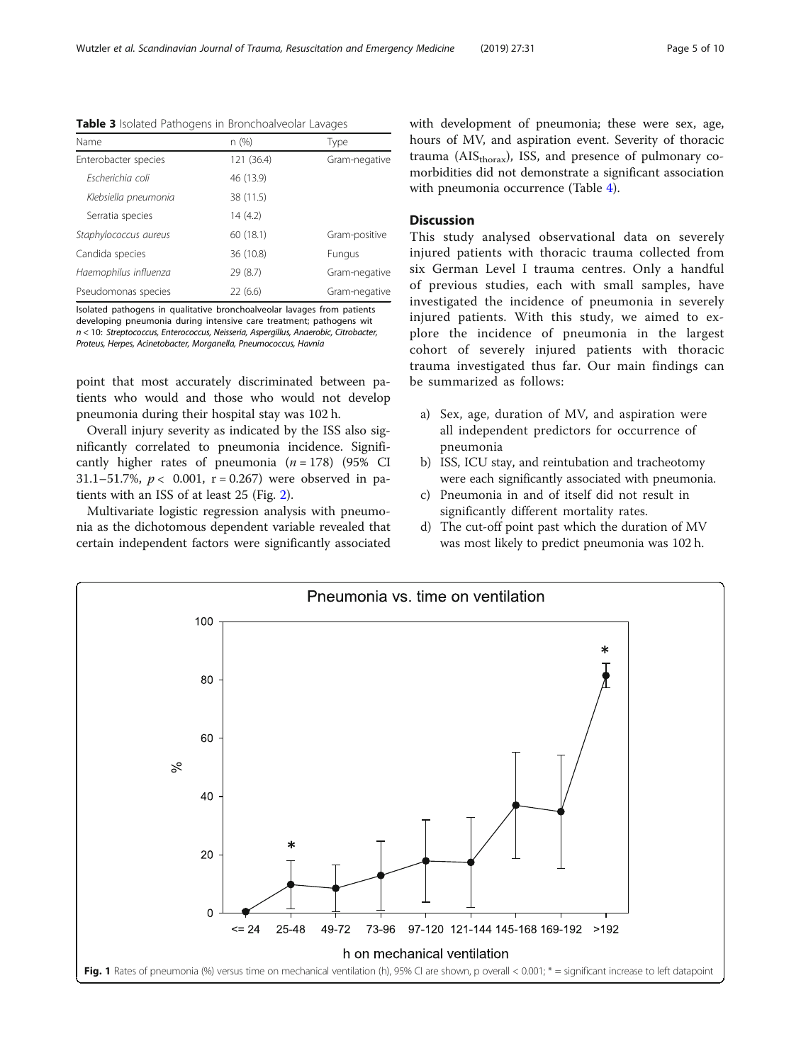**Table 3** Isolated Pathogens in Bronchoalveolar Lavages

| Name | n (%) | Type |
|---|---|---|
| Enterobacter species | 121 (36.4) | Gram-negative |
| *Escherichia coli* | 46 (13.9) | |
| *Klebsiella pneumonia* | 38 (11.5) | |
| Serratia species | 14 (4.2) | |
| *Staphylococcus aureus* | 60 (18.1) | Gram-positive |
| Candida species | 36 (10.8) | Fungus |
| *Haemophilus influenza* | 29 (8.7) | Gram-negative |
| Pseudomonas species | 22 (6.6) | Gram-negative |

Isolated pathogens in qualitative bronchoalveolar lavages from patients developing pneumonia during intensive care treatment; pathogens wit *n* < 10: *Streptococcus, Enterococcus, Neisseria, Aspergillus, Anaerobic, Citrobacter, Proteus, Herpes, Acinetobacter, Morganella, Pneumococcus, Havnia*

point that most accurately discriminated between patients who would and those who would not develop pneumonia during their hospital stay was 102 h.

Overall injury severity as indicated by the ISS also significantly correlated to pneumonia incidence. Significantly higher rates of pneumonia ($n = 178$) (95% CI 31.1–51.7%, $p < 0.001$, $r = 0.267$) were observed in patients with an ISS of at least 25 (Fig. 2).

Multivariate logistic regression analysis with pneumonia as the dichotomous dependent variable revealed that certain independent factors were significantly associated with development of pneumonia; these were sex, age, hours of MV, and aspiration event. Severity of thoracic trauma ($AIS_{thorax}$), ISS, and presence of pulmonary comorbidities did not demonstrate a significant association with pneumonia occurrence (Table 4).

## Discussion

This study analysed observational data on severely injured patients with thoracic trauma collected from six German Level I trauma centres. Only a handful of previous studies, each with small samples, have investigated the incidence of pneumonia in severely injured patients. With this study, we aimed to explore the incidence of pneumonia in the largest cohort of severely injured patients with thoracic trauma investigated thus far. Our main findings can be summarized as follows:

a) Sex, age, duration of MV, and aspiration were all independent predictors for occurrence of pneumonia
b) ISS, ICU stay, and reintubation and tracheotomy were each significantly associated with pneumonia.
c) Pneumonia in and of itself did not result in significantly different mortality rates.
d) The cut-off point past which the duration of MV was most likely to predict pneumonia was 102 h.

**Fig. 1** Rates of pneumonia (%) versus time on mechanical ventilation (h), 95% CI are shown, p overall < 0.001; * = significant increase to left datapoint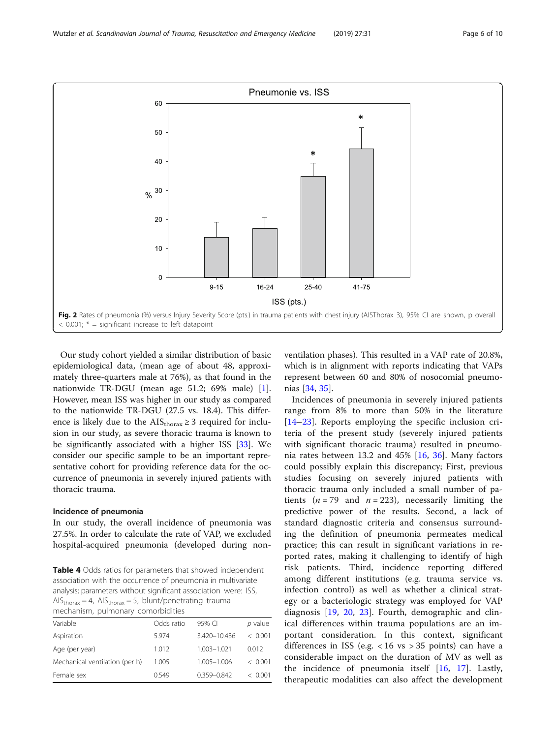Fig. 2 Rates of pneumonia (%) versus Injury Severity Score (pts.) in trauma patients with chest injury (AISThorax 3), 95% CI are shown, p overall < 0.001; * = significant increase to left datapoint

Our study cohort yielded a similar distribution of basic epidemiological data, (mean age of about 48, approximately three-quarters male at 76%), as that found in the nationwide TR-DGU (mean age 51.2; 69% male) [1]. However, mean ISS was higher in our study as compared to the nationwide TR-DGU (27.5 vs. 18.4). This difference is likely due to the $AIS_{thorax} \geq 3$ required for inclusion in our study, as severe thoracic trauma is known to be significantly associated with a higher ISS [33]. We consider our specific sample to be an important representative cohort for providing reference data for the occurrence of pneumonia in severely injured patients with thoracic trauma.

### Incidence of pneumonia

In our study, the overall incidence of pneumonia was 27.5%. In order to calculate the rate of VAP, we excluded hospital-acquired pneumonia (developed during non-ventilation phases). This resulted in a VAP rate of 20.8%, which is in alignment with reports indicating that VAPs represent between 60 and 80% of nosocomial pneumonias [34, 35].

**Table 4** Odds ratios for parameters that showed independent association with the occurrence of pneumonia in multivariate analysis; parameters without significant association were: ISS, $AIS_{thorax} = 4$, $AIS_{thorax} = 5$, blunt/penetrating trauma mechanism, pulmonary comorbidities

| Variable | Odds ratio | 95% CI | *p* value |
|---|---|---|---|
| Aspiration | 5.974 | 3.420–10.436 | < 0.001 |
| Age (per year) | 1.012 | 1.003–1.021 | 0.012 |
| Mechanical ventilation (per h) | 1.005 | 1.005–1.006 | < 0.001 |
| Female sex | 0.549 | 0.359–0.842 | < 0.001 |

Incidences of pneumonia in severely injured patients range from 8% to more than 50% in the literature [14–23]. Reports employing the specific inclusion criteria of the present study (severely injured patients with significant thoracic trauma) resulted in pneumonia rates between 13.2 and 45% [16, 36]. Many factors could possibly explain this discrepancy; First, previous studies focusing on severely injured patients with thoracic trauma only included a small number of patients ($n = 79$ and $n = 223$), necessarily limiting the predictive power of the results. Second, a lack of standard diagnostic criteria and consensus surrounding the definition of pneumonia permeates medical practice; this can result in significant variations in reported rates, making it challenging to identify of high risk patients. Third, incidence reporting differed among different institutions (e.g. trauma service vs. infection control) as well as whether a clinical strategy or a bacteriologic strategy was employed for VAP diagnosis [19, 20, 23]. Fourth, demographic and clinical differences within trauma populations are an important consideration. In this context, significant differences in ISS (e.g. < 16 vs > 35 points) can have a considerable impact on the duration of MV as well as the incidence of pneumonia itself [16, 17]. Lastly, therapeutic modalities can also affect the development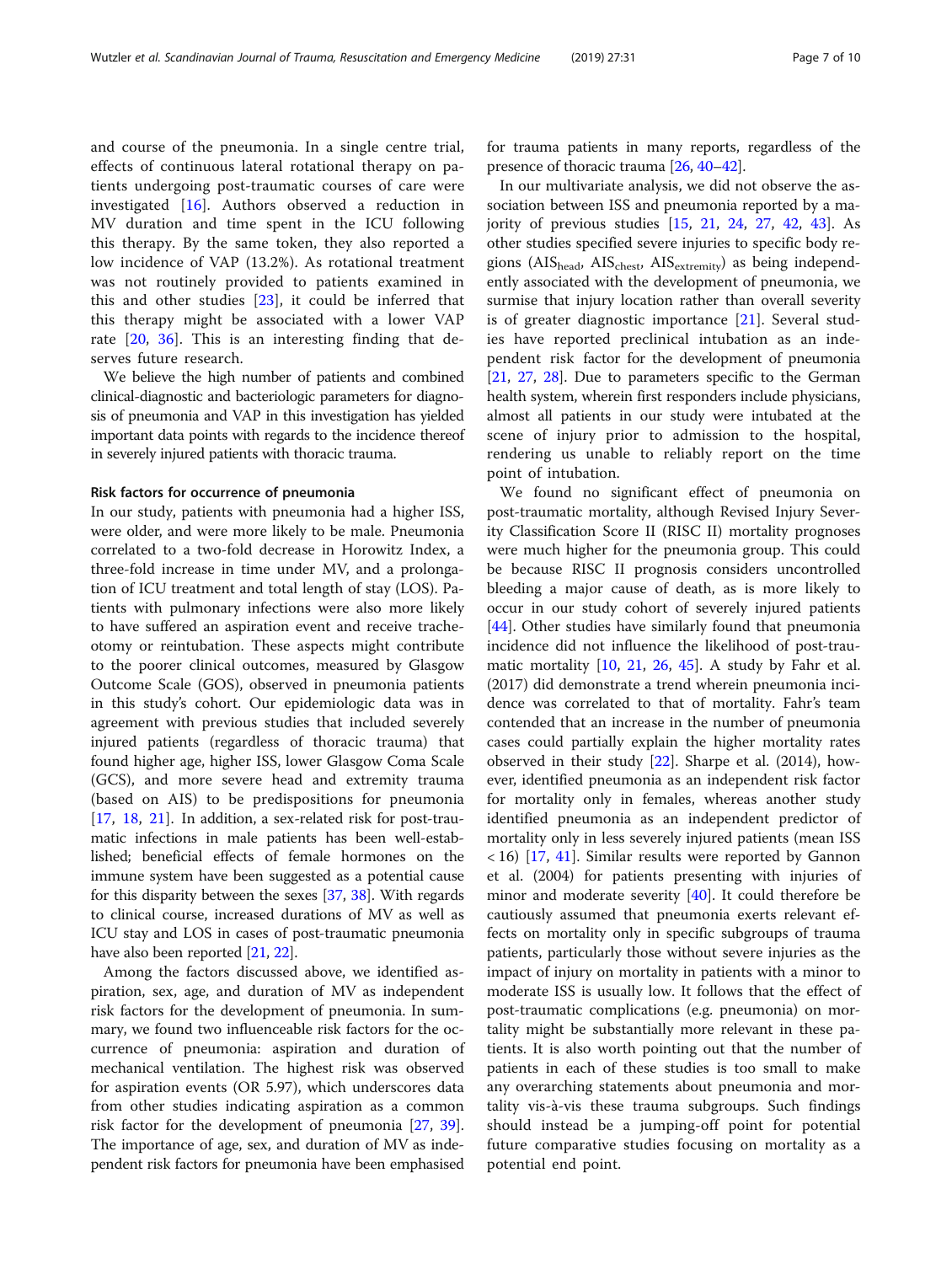and course of the pneumonia. In a single centre trial, effects of continuous lateral rotational therapy on patients undergoing post-traumatic courses of care were investigated [16]. Authors observed a reduction in MV duration and time spent in the ICU following this therapy. By the same token, they also reported a low incidence of VAP (13.2%). As rotational treatment was not routinely provided to patients examined in this and other studies [23], it could be inferred that this therapy might be associated with a lower VAP rate [20, 36]. This is an interesting finding that deserves future research.

We believe the high number of patients and combined clinical-diagnostic and bacteriologic parameters for diagnosis of pneumonia and VAP in this investigation has yielded important data points with regards to the incidence thereof in severely injured patients with thoracic trauma.

### Risk factors for occurrence of pneumonia

In our study, patients with pneumonia had a higher ISS, were older, and were more likely to be male. Pneumonia correlated to a two-fold decrease in Horowitz Index, a three-fold increase in time under MV, and a prolongation of ICU treatment and total length of stay (LOS). Patients with pulmonary infections were also more likely to have suffered an aspiration event and receive tracheotomy or reintubation. These aspects might contribute to the poorer clinical outcomes, measured by Glasgow Outcome Scale (GOS), observed in pneumonia patients in this study's cohort. Our epidemiologic data was in agreement with previous studies that included severely injured patients (regardless of thoracic trauma) that found higher age, higher ISS, lower Glasgow Coma Scale (GCS), and more severe head and extremity trauma (based on AIS) to be predispositions for pneumonia [17, 18, 21]. In addition, a sex-related risk for post-traumatic infections in male patients has been well-established; beneficial effects of female hormones on the immune system have been suggested as a potential cause for this disparity between the sexes [37, 38]. With regards to clinical course, increased durations of MV as well as ICU stay and LOS in cases of post-traumatic pneumonia have also been reported [21, 22].

Among the factors discussed above, we identified aspiration, sex, age, and duration of MV as independent risk factors for the development of pneumonia. In summary, we found two influenceable risk factors for the occurrence of pneumonia: aspiration and duration of mechanical ventilation. The highest risk was observed for aspiration events (OR 5.97), which underscores data from other studies indicating aspiration as a common risk factor for the development of pneumonia [27, 39]. The importance of age, sex, and duration of MV as independent risk factors for pneumonia have been emphasised for trauma patients in many reports, regardless of the presence of thoracic trauma [26, 40–42].

In our multivariate analysis, we did not observe the association between ISS and pneumonia reported by a majority of previous studies [15, 21, 24, 27, 42, 43]. As other studies specified severe injuries to specific body regions ($AIS_{head}$, $AIS_{chest}$, $AIS_{extremity}$) as being independently associated with the development of pneumonia, we surmise that injury location rather than overall severity is of greater diagnostic importance [21]. Several studies have reported preclinical intubation as an independent risk factor for the development of pneumonia [21, 27, 28]. Due to parameters specific to the German health system, wherein first responders include physicians, almost all patients in our study were intubated at the scene of injury prior to admission to the hospital, rendering us unable to reliably report on the time point of intubation.

We found no significant effect of pneumonia on post-traumatic mortality, although Revised Injury Severity Classification Score II (RISC II) mortality prognoses were much higher for the pneumonia group. This could be because RISC II prognosis considers uncontrolled bleeding a major cause of death, as is more likely to occur in our study cohort of severely injured patients [44]. Other studies have similarly found that pneumonia incidence did not influence the likelihood of post-traumatic mortality [10, 21, 26, 45]. A study by Fahr et al. (2017) did demonstrate a trend wherein pneumonia incidence was correlated to that of mortality. Fahr's team contended that an increase in the number of pneumonia cases could partially explain the higher mortality rates observed in their study [22]. Sharpe et al. (2014), however, identified pneumonia as an independent risk factor for mortality only in females, whereas another study identified pneumonia as an independent predictor of mortality only in less severely injured patients (mean ISS < 16) [17, 41]. Similar results were reported by Gannon et al. (2004) for patients presenting with injuries of minor and moderate severity [40]. It could therefore be cautiously assumed that pneumonia exerts relevant effects on mortality only in specific subgroups of trauma patients, particularly those without severe injuries as the impact of injury on mortality in patients with a minor to moderate ISS is usually low. It follows that the effect of post-traumatic complications (e.g. pneumonia) on mortality might be substantially more relevant in these patients. It is also worth pointing out that the number of patients in each of these studies is too small to make any overarching statements about pneumonia and mortality vis-à-vis these trauma subgroups. Such findings should instead be a jumping-off point for potential future comparative studies focusing on mortality as a potential end point.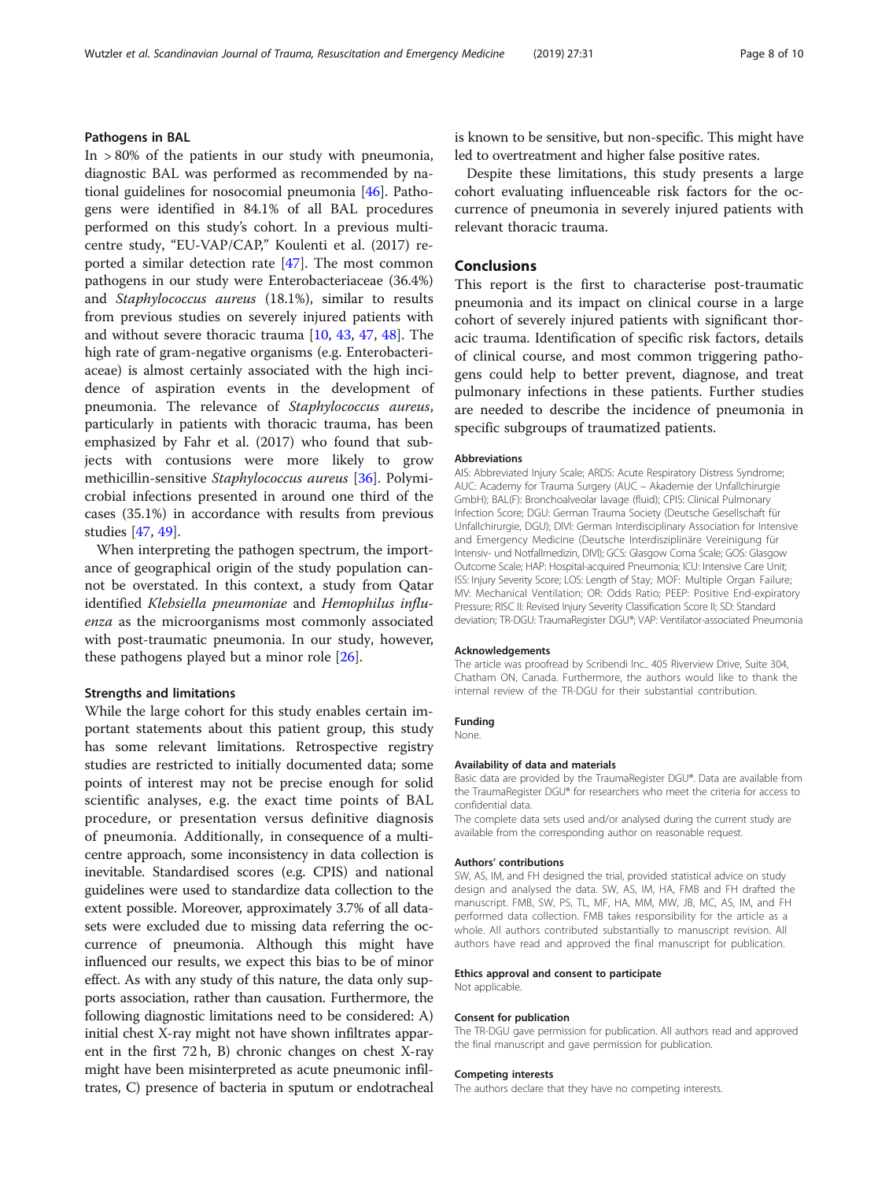### Pathogens in BAL

In > 80% of the patients in our study with pneumonia, diagnostic BAL was performed as recommended by national guidelines for nosocomial pneumonia [46]. Pathogens were identified in 84.1% of all BAL procedures performed on this study's cohort. In a previous multicentre study, "EU-VAP/CAP," Koulenti et al. (2017) reported a similar detection rate [47]. The most common pathogens in our study were Enterobacteriaceae (36.4%) and *Staphylococcus aureus* (18.1%), similar to results from previous studies on severely injured patients with and without severe thoracic trauma [10, 43, 47, 48]. The high rate of gram-negative organisms (e.g. Enterobacteriaceae) is almost certainly associated with the high incidence of aspiration events in the development of pneumonia. The relevance of *Staphylococcus aureus*, particularly in patients with thoracic trauma, has been emphasized by Fahr et al. (2017) who found that subjects with contusions were more likely to grow methicillin-sensitive *Staphylococcus aureus* [36]. Polymicrobial infections presented in around one third of the cases (35.1%) in accordance with results from previous studies [47, 49].

When interpreting the pathogen spectrum, the importance of geographical origin of the study population cannot be overstated. In this context, a study from Qatar identified *Klebsiella pneumoniae* and *Hemophilus influenza* as the microorganisms most commonly associated with post-traumatic pneumonia. In our study, however, these pathogens played but a minor role [26].

### Strengths and limitations

While the large cohort for this study enables certain important statements about this patient group, this study has some relevant limitations. Retrospective registry studies are restricted to initially documented data; some points of interest may not be precise enough for solid scientific analyses, e.g. the exact time points of BAL procedure, or presentation versus definitive diagnosis of pneumonia. Additionally, in consequence of a multicentre approach, some inconsistency in data collection is inevitable. Standardised scores (e.g. CPIS) and national guidelines were used to standardize data collection to the extent possible. Moreover, approximately 3.7% of all datasets were excluded due to missing data referring the occurrence of pneumonia. Although this might have influenced our results, we expect this bias to be of minor effect. As with any study of this nature, the data only supports association, rather than causation. Furthermore, the following diagnostic limitations need to be considered: A) initial chest X-ray might not have shown infiltrates apparent in the first 72 h, B) chronic changes on chest X-ray might have been misinterpreted as acute pneumonic infiltrates, C) presence of bacteria in sputum or endotracheal is known to be sensitive, but non-specific. This might have led to overtreatment and higher false positive rates.

Despite these limitations, this study presents a large cohort evaluating influenceable risk factors for the occurrence of pneumonia in severely injured patients with relevant thoracic trauma.

## Conclusions

This report is the first to characterise post-traumatic pneumonia and its impact on clinical course in a large cohort of severely injured patients with significant thoracic trauma. Identification of specific risk factors, details of clinical course, and most common triggering pathogens could help to better prevent, diagnose, and treat pulmonary infections in these patients. Further studies are needed to describe the incidence of pneumonia in specific subgroups of traumatized patients.

#### Abbreviations

AIS: Abbreviated Injury Scale; ARDS: Acute Respiratory Distress Syndrome; AUC: Academy for Trauma Surgery (AUC – Akademie der Unfallchirurgie GmbH); BAL(F): Bronchoalveolar lavage (fluid); CPIS: Clinical Pulmonary Infection Score; DGU: German Trauma Society (Deutsche Gesellschaft für Unfallchirurgie, DGU); DIVI: German Interdisciplinary Association for Intensive and Emergency Medicine (Deutsche Interdisziplinäre Vereinigung für Intensiv- und Notfallmedizin, DIVI); GCS: Glasgow Coma Scale; GOS: Glasgow Outcome Scale; HAP: Hospital-acquired Pneumonia; ICU: Intensive Care Unit; ISS: Injury Severity Score; LOS: Length of Stay; MOF: Multiple Organ Failure; MV: Mechanical Ventilation; OR: Odds Ratio; PEEP: Positive End-expiratory Pressure; RISC II: Revised Injury Severity Classification Score II; SD: Standard deviation; TR-DGU: TraumaRegister DGU®; VAP: Ventilator-associated Pneumonia

#### Acknowledgements

The article was proofread by Scribendi Inc.. 405 Riverview Drive, Suite 304, Chatham ON, Canada. Furthermore, the authors would like to thank the internal review of the TR-DGU for their substantial contribution.

#### Funding

None.

#### Availability of data and materials

Basic data are provided by the TraumaRegister DGU®. Data are available from the TraumaRegister DGU® for researchers who meet the criteria for access to confidential data.

The complete data sets used and/or analysed during the current study are available from the corresponding author on reasonable request.

#### Authors' contributions

SW, AS, IM, and FH designed the trial, provided statistical advice on study design and analysed the data. SW, AS, IM, HA, FMB and FH drafted the manuscript. FMB, SW, PS, TL, MF, HA, MM, MW, JB, MC, AS, IM, and FH performed data collection. FMB takes responsibility for the article as a whole. All authors contributed substantially to manuscript revision. All authors have read and approved the final manuscript for publication.

#### Ethics approval and consent to participate

Not applicable.

#### Consent for publication

The TR-DGU gave permission for publication. All authors read and approved the final manuscript and gave permission for publication.

#### Competing interests

The authors declare that they have no competing interests.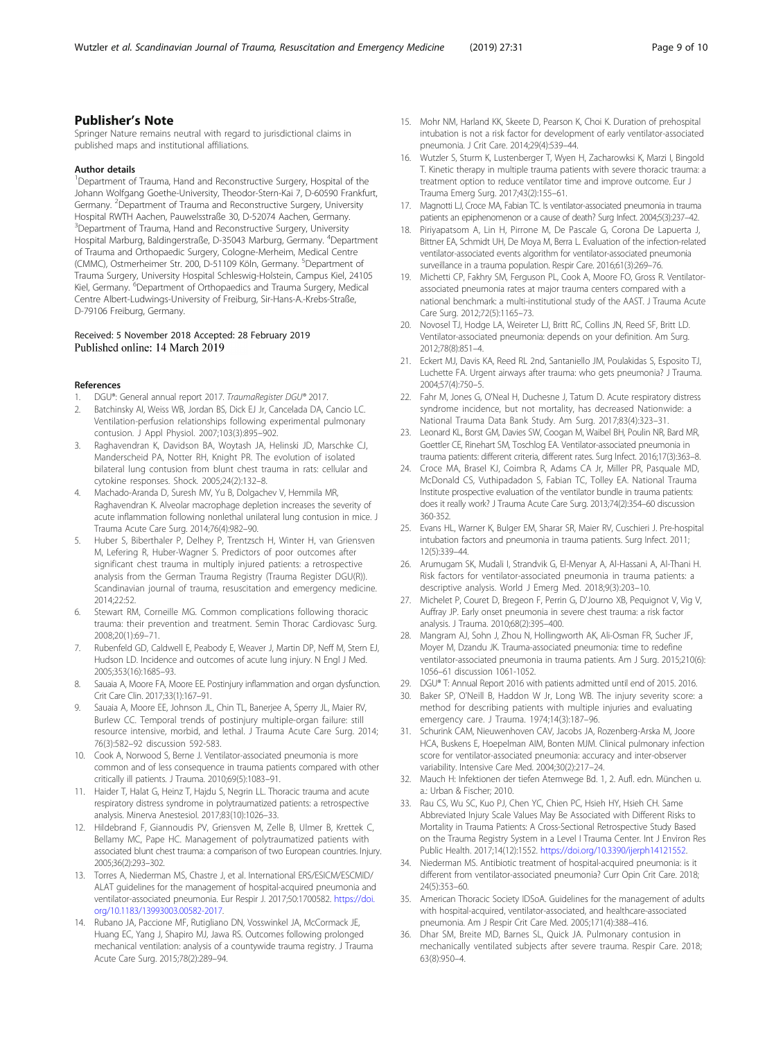## Publisher's Note

Springer Nature remains neutral with regard to jurisdictional claims in published maps and institutional affiliations.

### Author details

[1]Department of Trauma, Hand and Reconstructive Surgery, Hospital of the Johann Wolfgang Goethe-University, Theodor-Stern-Kai 7, D-60590 Frankfurt, Germany. [2]Department of Trauma and Reconstructive Surgery, University Hospital RWTH Aachen, Pauwelsstraße 30, D-52074 Aachen, Germany. [3]Department of Trauma, Hand and Reconstructive Surgery, University Hospital Marburg, Baldingerstraße, D-35043 Marburg, Germany. [4]Department of Trauma and Orthopaedic Surgery, Cologne-Merheim, Medical Centre (CMMC), Ostmerheimer Str. 200, D-51109 Köln, Germany. [5]Department of Trauma Surgery, University Hospital Schleswig-Holstein, Campus Kiel, 24105 Kiel, Germany. [6]Department of Orthopaedics and Trauma Surgery, Medical Centre Albert-Ludwings-University of Freiburg, Sir-Hans-A.-Krebs-Straße, D-79106 Freiburg, Germany.

Received: 5 November 2018 Accepted: 28 February 2019
Published online: 14 March 2019

### References

1. DGU®: General annual report 2017. *TraumaRegister DGU®* 2017.
2. Batchinsky AI, Weiss WB, Jordan BS, Dick EJ Jr, Cancelada DA, Cancio LC. Ventilation-perfusion relationships following experimental pulmonary contusion. J Appl Physiol. 2007;103(3):895–902.
3. Raghavendran K, Davidson BA, Woytash JA, Helinski JD, Marschke CJ, Manderscheid PA, Notter RH, Knight PR. The evolution of isolated bilateral lung contusion from blunt chest trauma in rats: cellular and cytokine responses. Shock. 2005;24(2):132–8.
4. Machado-Aranda D, Suresh MV, Yu B, Dolgachev V, Hemmila MR, Raghavendran K. Alveolar macrophage depletion increases the severity of acute inflammation following nonlethal unilateral lung contusion in mice. J Trauma Acute Care Surg. 2014;76(4):982–90.
5. Huber S, Biberthaler P, Delhey P, Trentzsch H, Winter H, van Griensven M, Lefering R, Huber-Wagner S. Predictors of poor outcomes after significant chest trauma in multiply injured patients: a retrospective analysis from the German Trauma Registry (Trauma Register DGU(R)). Scandinavian journal of trauma, resuscitation and emergency medicine. 2014;22:52.
6. Stewart RM, Corneille MG. Common complications following thoracic trauma: their prevention and treatment. Semin Thorac Cardiovasc Surg. 2008;20(1):69–71.
7. Rubenfeld GD, Caldwell E, Peabody E, Weaver J, Martin DP, Neff M, Stern EJ, Hudson LD. Incidence and outcomes of acute lung injury. N Engl J Med. 2005;353(16):1685–93.
8. Sauaia A, Moore FA, Moore EE. Postinjury inflammation and organ dysfunction. Crit Care Clin. 2017;33(1):167–91.
9. Sauaia A, Moore EE, Johnson JL, Chin TL, Banerjee A, Sperry JL, Maier RV, Burlew CC. Temporal trends of postinjury multiple-organ failure: still resource intensive, morbid, and lethal. J Trauma Acute Care Surg. 2014; 76(3):582–92 discussion 592-583.
10. Cook A, Norwood S, Berne J. Ventilator-associated pneumonia is more common and of less consequence in trauma patients compared with other critically ill patients. J Trauma. 2010;69(5):1083–91.
11. Haider T, Halat G, Heinz T, Hajdu S, Negrin LL. Thoracic trauma and acute respiratory distress syndrome in polytraumatized patients: a retrospective analysis. Minerva Anestesiol. 2017;83(10):1026–33.
12. Hildebrand F, Giannoudis PV, Griensven M, Zelle B, Ulmer B, Krettek C, Bellamy MC, Pape HC. Management of polytraumatized patients with associated blunt chest trauma: a comparison of two European countries. Injury. 2005;36(2):293–302.
13. Torres A, Niederman MS, Chastre J, et al. International ERS/ESICM/ESCMID/ALAT guidelines for the management of hospital-acquired pneumonia and ventilator-associated pneumonia. Eur Respir J. 2017;50:1700582. https://doi.org/10.1183/13993003.00582-2017.
14. Rubano JA, Paccione MF, Rutigliano DN, Vosswinkel JA, McCormack JE, Huang EC, Yang J, Shapiro MJ, Jawa RS. Outcomes following prolonged mechanical ventilation: analysis of a countywide trauma registry. J Trauma Acute Care Surg. 2015;78(2):289–94.
15. Mohr NM, Harland KK, Skeete D, Pearson K, Choi K. Duration of prehospital intubation is not a risk factor for development of early ventilator-associated pneumonia. J Crit Care. 2014;29(4):539–44.
16. Wutzler S, Sturm K, Lustenberger T, Wyen H, Zacharowski K, Marzi I, Bingold T. Kinetic therapy in multiple trauma patients with severe thoracic trauma: a treatment option to reduce ventilator time and improve outcome. Eur J Trauma Emerg Surg. 2017;43(2):155–61.
17. Magnotti LJ, Croce MA, Fabian TC. Is ventilator-associated pneumonia in trauma patients an epiphenomenon or a cause of death? Surg Infect. 2004;5(3):237–42.
18. Piriyapatsom A, Lin H, Pirrone M, De Pascale G, Corona De Lapuerta J, Bittner EA, Schmidt UH, De Moya M, Berra L. Evaluation of the infection-related ventilator-associated events algorithm for ventilator-associated pneumonia surveillance in a trauma population. Respir Care. 2016;61(3):269–76.
19. Michetti CP, Fakhry SM, Ferguson PL, Cook A, Moore FO, Gross R. Ventilator-associated pneumonia rates at major trauma centers compared with a national benchmark: a multi-institutional study of the AAST. J Trauma Acute Care Surg. 2012;72(5):1165–73.
20. Novosel TJ, Hodge LA, Weireter LJ, Britt RC, Collins JN, Reed SF, Britt LD. Ventilator-associated pneumonia: depends on your definition. Am Surg. 2012;78(8):851–4.
21. Eckert MJ, Davis KA, Reed RL 2nd, Santaniello JM, Poulakidas S, Esposito TJ, Luchette FA. Urgent airways after trauma: who gets pneumonia? J Trauma. 2004;57(4):750–5.
22. Fahr M, Jones G, O'Neal H, Duchesne J, Tatum D. Acute respiratory distress syndrome incidence, but not mortality, has decreased Nationwide: a National Trauma Data Bank Study. Am Surg. 2017;83(4):323–31.
23. Leonard KL, Borst GM, Davies SW, Coogan M, Waibel BH, Poulin NR, Bard MR, Goettler CE, Rinehart SM, Toschlog EA. Ventilator-associated pneumonia in trauma patients: different criteria, different rates. Surg Infect. 2016;17(3):363–8.
24. Croce MA, Brasel KJ, Coimbra R, Adams CA Jr, Miller PR, Pasquale MD, McDonald CS, Vuthipadadon S, Fabian TC, Tolley EA. National Trauma Institute prospective evaluation of the ventilator bundle in trauma patients: does it really work? J Trauma Acute Care Surg. 2013;74(2):354–60 discussion 360-352.
25. Evans HL, Warner K, Bulger EM, Sharar SR, Maier RV, Cuschieri J. Pre-hospital intubation factors and pneumonia in trauma patients. Surg Infect. 2011; 12(5):339–44.
26. Arumugam SK, Mudali I, Strandvik G, El-Menyar A, Al-Hassani A, Al-Thani H. Risk factors for ventilator-associated pneumonia in trauma patients: a descriptive analysis. World J Emerg Med. 2018;9(3):203–10.
27. Michelet P, Couret D, Bregeon F, Perrin G, D'Journo XB, Pequignot V, Vig V, Auffray JP. Early onset pneumonia in severe chest trauma: a risk factor analysis. J Trauma. 2010;68(2):395–400.
28. Mangram AJ, Sohn J, Zhou N, Hollingworth AK, Ali-Osman FR, Sucher JF, Moyer M, Dzandu JK. Trauma-associated pneumonia: time to redefine ventilator-associated pneumonia in trauma patients. Am J Surg. 2015;210(6): 1056–61 discussion 1061-1052.
29. DGU® T: Annual Report 2016 with patients admitted until end of 2015. 2016.
30. Baker SP, O'Neill B, Haddon W Jr, Long WB. The injury severity score: a method for describing patients with multiple injuries and evaluating emergency care. J Trauma. 1974;14(3):187–96.
31. Schurink CAM, Nieuwenhoven CAV, Jacobs JA, Rozenberg-Arska M, Joore HCA, Buskens E, Hoepelman AIM, Bonten MJM. Clinical pulmonary infection score for ventilator-associated pneumonia: accuracy and inter-observer variability. Intensive Care Med. 2004;30(2):217–24.
32. Mauch H: Infektionen der tiefen Atemwege Bd. 1, 2. Aufl. edn. München u. a.: Urban & Fischer; 2010.
33. Rau CS, Wu SC, Kuo PJ, Chen YC, Chien PC, Hsieh HY, Hsieh CH. Same Abbreviated Injury Scale Values May Be Associated with Different Risks to Mortality in Trauma Patients: A Cross-Sectional Retrospective Study Based on the Trauma Registry System in a Level I Trauma Center. Int J Environ Res Public Health. 2017;14(12):1552. https://doi.org/10.3390/ijerph14121552.
34. Niederman MS. Antibiotic treatment of hospital-acquired pneumonia: is it different from ventilator-associated pneumonia? Curr Opin Crit Care. 2018; 24(5):353–60.
35. American Thoracic Society IDSoA. Guidelines for the management of adults with hospital-acquired, ventilator-associated, and healthcare-associated pneumonia. Am J Respir Crit Care Med. 2005;171(4):388–416.
36. Dhar SM, Breite MD, Barnes SL, Quick JA. Pulmonary contusion in mechanically ventilated subjects after severe trauma. Respir Care. 2018; 63(8):950–4.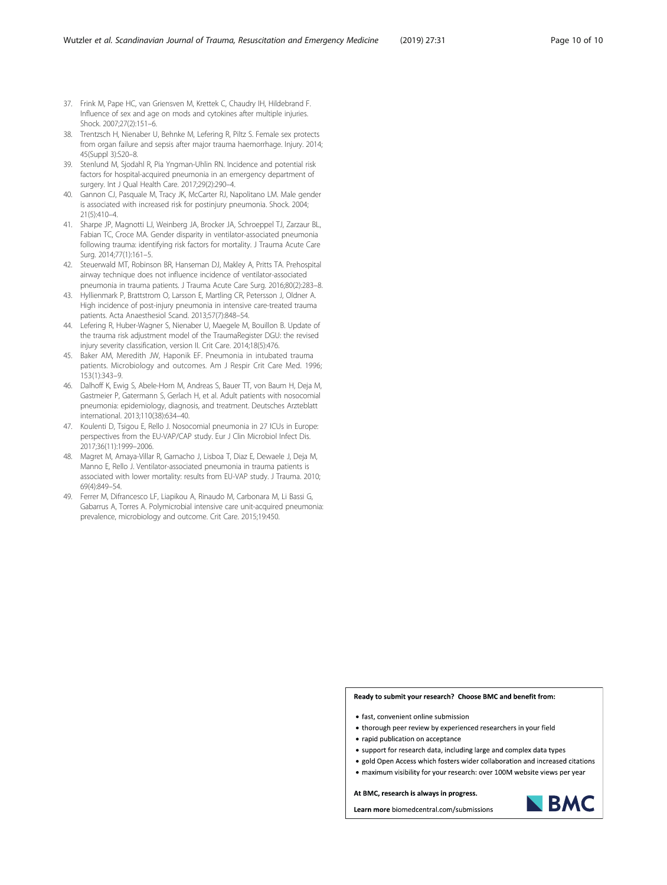37. Frink M, Pape HC, van Griensven M, Krettek C, Chaudry IH, Hildebrand F. Influence of sex and age on mods and cytokines after multiple injuries. Shock. 2007;27(2):151–6.
38. Trentzsch H, Nienaber U, Behnke M, Lefering R, Piltz S. Female sex protects from organ failure and sepsis after major trauma haemorrhage. Injury. 2014; 45(Suppl 3):S20–8.
39. Stenlund M, Sjodahl R, Pia Yngman-Uhlin RN. Incidence and potential risk factors for hospital-acquired pneumonia in an emergency department of surgery. Int J Qual Health Care. 2017;29(2):290–4.
40. Gannon CJ, Pasquale M, Tracy JK, McCarter RJ, Napolitano LM. Male gender is associated with increased risk for postinjury pneumonia. Shock. 2004; 21(5):410–4.
41. Sharpe JP, Magnotti LJ, Weinberg JA, Brocker JA, Schroeppel TJ, Zarzaur BL, Fabian TC, Croce MA. Gender disparity in ventilator-associated pneumonia following trauma: identifying risk factors for mortality. J Trauma Acute Care Surg. 2014;77(1):161–5.
42. Steuerwald MT, Robinson BR, Hanseman DJ, Makley A, Pritts TA. Prehospital airway technique does not influence incidence of ventilator-associated pneumonia in trauma patients. J Trauma Acute Care Surg. 2016;80(2):283–8.
43. Hyllienmark P, Brattstrom O, Larsson E, Martling CR, Petersson J, Oldner A. High incidence of post-injury pneumonia in intensive care-treated trauma patients. Acta Anaesthesiol Scand. 2013;57(7):848–54.
44. Lefering R, Huber-Wagner S, Nienaber U, Maegele M, Bouillon B. Update of the trauma risk adjustment model of the TraumaRegister DGU: the revised injury severity classification, version II. Crit Care. 2014;18(5):476.
45. Baker AM, Meredith JW, Haponik EF. Pneumonia in intubated trauma patients. Microbiology and outcomes. Am J Respir Crit Care Med. 1996; 153(1):343–9.
46. Dalhoff K, Ewig S, Abele-Horn M, Andreas S, Bauer TT, von Baum H, Deja M, Gastmeier P, Gatermann S, Gerlach H, et al. Adult patients with nosocomial pneumonia: epidemiology, diagnosis, and treatment. Deutsches Arzteblatt international. 2013;110(38):634–40.
47. Koulenti D, Tsigou E, Rello J. Nosocomial pneumonia in 27 ICUs in Europe: perspectives from the EU-VAP/CAP study. Eur J Clin Microbiol Infect Dis. 2017;36(11):1999–2006.
48. Magret M, Amaya-Villar R, Garnacho J, Lisboa T, Diaz E, Dewaele J, Deja M, Manno E, Rello J. Ventilator-associated pneumonia in trauma patients is associated with lower mortality: results from EU-VAP study. J Trauma. 2010; 69(4):849–54.
49. Ferrer M, Difrancesco LF, Liapikou A, Rinaudo M, Carbonara M, Li Bassi G, Gabarrus A, Torres A. Polymicrobial intensive care unit-acquired pneumonia: prevalence, microbiology and outcome. Crit Care. 2015;19:450.

**Ready to submit your research? Choose BMC and benefit from:**

- fast, convenient online submission
- thorough peer review by experienced researchers in your field
- rapid publication on acceptance
- support for research data, including large and complex data types
- gold Open Access which fosters wider collaboration and increased citations
- maximum visibility for your research: over 100M website views per year

**At BMC, research is always in progress.**

**Learn more** biomedcentral.com/submissions

BMC